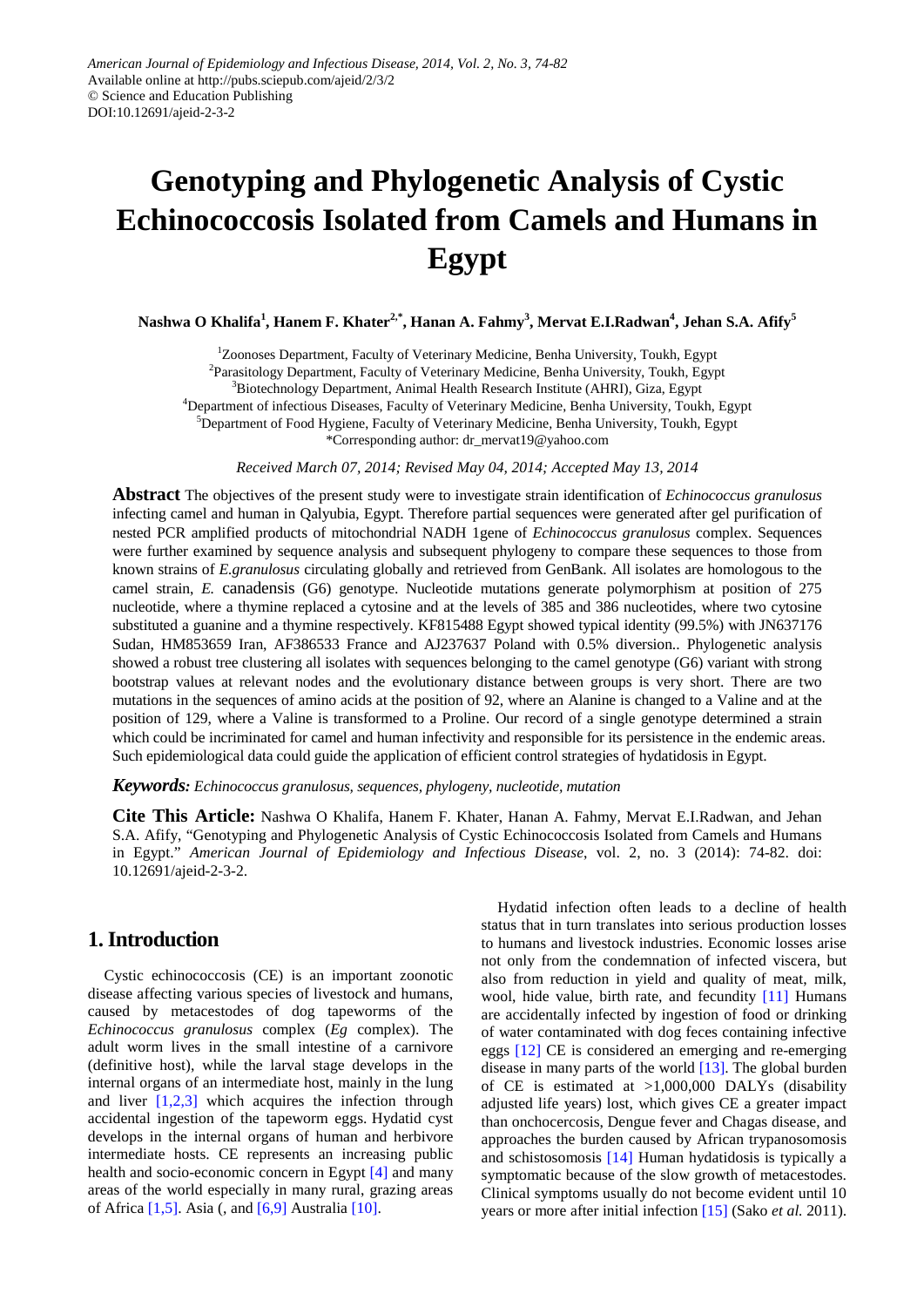American Journal of Epidemiology and Infectious Disease, 2014, Vol. 2, No. 3, 74-82
Available online at http://pubs.sciepub.com/ajeid/2/3/2
© Science and Education Publishing
DOI:10.12691/ajeid-2-3-2

# Genotyping and Phylogenetic Analysis of Cystic Echinococcosis Isolated from Camels and Humans in Egypt

**Nashwa O Khalifa[1], Hanem F. Khater[2,*], Hanan A. Fahmy[3], Mervat E.I.Radwan[4], Jehan S.A. Afify[5]**

[1]Zoonoses Department, Faculty of Veterinary Medicine, Benha University, Toukh, Egypt
[2]Parasitology Department, Faculty of Veterinary Medicine, Benha University, Toukh, Egypt
[3]Biotechnology Department, Animal Health Research Institute (AHRI), Giza, Egypt
[4]Department of infectious Diseases, Faculty of Veterinary Medicine, Benha University, Toukh, Egypt
[5]Department of Food Hygiene, Faculty of Veterinary Medicine, Benha University, Toukh, Egypt
*Corresponding author: dr_mervat19@yahoo.com

*Received March 07, 2014; Revised May 04, 2014; Accepted May 13, 2014*

**Abstract** The objectives of the present study were to investigate strain identification of *Echinococcus granulosus* infecting camel and human in Qalyubia, Egypt. Therefore partial sequences were generated after gel purification of nested PCR amplified products of mitochondrial NADH 1gene of *Echinococcus granulosus* complex. Sequences were further examined by sequence analysis and subsequent phylogeny to compare these sequences to those from known strains of *E.granulosus* circulating globally and retrieved from GenBank. All isolates are homologous to the camel strain, *E.* canadensis (G6) genotype. Nucleotide mutations generate polymorphism at position of 275 nucleotide, where a thymine replaced a cytosine and at the levels of 385 and 386 nucleotides, where two cytosine substituted a guanine and a thymine respectively. KF815488 Egypt showed typical identity (99.5%) with JN637176 Sudan, HM853659 Iran, AF386533 France and AJ237637 Poland with 0.5% diversion.. Phylogenetic analysis showed a robust tree clustering all isolates with sequences belonging to the camel genotype (G6) variant with strong bootstrap values at relevant nodes and the evolutionary distance between groups is very short. There are two mutations in the sequences of amino acids at the position of 92, where an Alanine is changed to a Valine and at the position of 129, where a Valine is transformed to a Proline. Our record of a single genotype determined a strain which could be incriminated for camel and human infectivity and responsible for its persistence in the endemic areas. Such epidemiological data could guide the application of efficient control strategies of hydatidosis in Egypt.

***Keywords:*** *Echinococcus granulosus, sequences, phylogeny, nucleotide, mutation*

**Cite This Article:** Nashwa O Khalifa, Hanem F. Khater, Hanan A. Fahmy, Mervat E.I.Radwan, and Jehan S.A. Afify, "Genotyping and Phylogenetic Analysis of Cystic Echinococcosis Isolated from Camels and Humans in Egypt." *American Journal of Epidemiology and Infectious Disease*, vol. 2, no. 3 (2014): 74-82. doi: 10.12691/ajeid-2-3-2.

## 1. Introduction

Cystic echinococcosis (CE) is an important zoonotic disease affecting various species of livestock and humans, caused by metacestodes of dog tapeworms of the *Echinococcus granulosus* complex (*Eg* complex). The adult worm lives in the small intestine of a carnivore (definitive host), while the larval stage develops in the internal organs of an intermediate host, mainly in the lung and liver [1,2,3] which acquires the infection through accidental ingestion of the tapeworm eggs. Hydatid cyst develops in the internal organs of human and herbivore intermediate hosts. CE represents an increasing public health and socio-economic concern in Egypt [4] and many areas of the world especially in many rural, grazing areas of Africa [1,5]. Asia (, and [6,9] Australia [10].

Hydatid infection often leads to a decline of health status that in turn translates into serious production losses to humans and livestock industries. Economic losses arise not only from the condemnation of infected viscera, but also from reduction in yield and quality of meat, milk, wool, hide value, birth rate, and fecundity [11] Humans are accidentally infected by ingestion of food or drinking of water contaminated with dog feces containing infective eggs [12] CE is considered an emerging and re-emerging disease in many parts of the world [13]. The global burden of CE is estimated at >1,000,000 DALYs (disability adjusted life years) lost, which gives CE a greater impact than onchocercosis, Dengue fever and Chagas disease, and approaches the burden caused by African trypanosomosis and schistosomosis [14] Human hydatidosis is typically a symptomatic because of the slow growth of metacestodes. Clinical symptoms usually do not become evident until 10 years or more after initial infection [15] (Sako *et al.* 2011).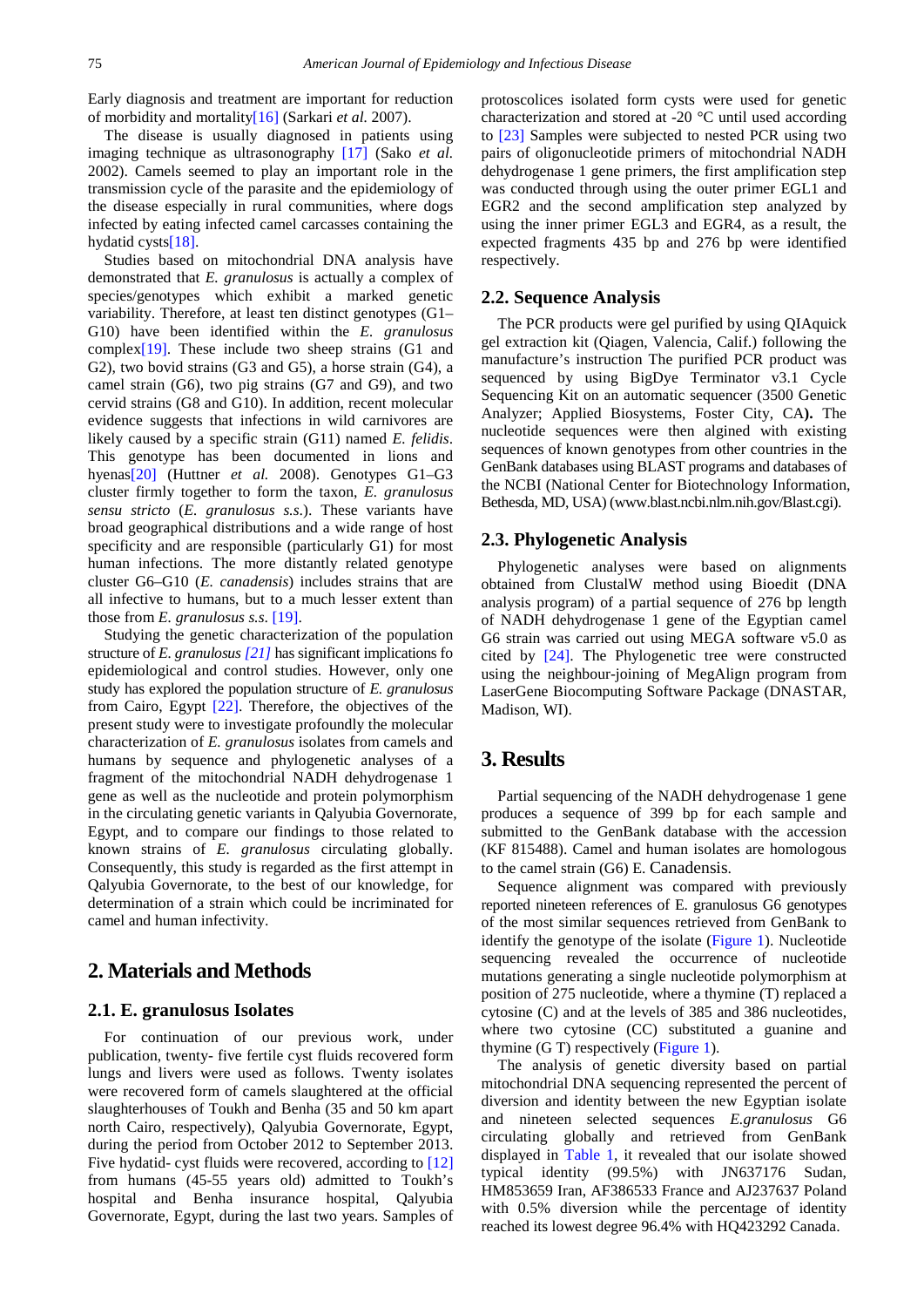Early diagnosis and treatment are important for reduction of morbidity and mortality[16] (Sarkari *et al.* 2007).

The disease is usually diagnosed in patients using imaging technique as ultrasonography [17] (Sako *et al.* 2002). Camels seemed to play an important role in the transmission cycle of the parasite and the epidemiology of the disease especially in rural communities, where dogs infected by eating infected camel carcasses containing the hydatid cysts[18].

Studies based on mitochondrial DNA analysis have demonstrated that *E. granulosus* is actually a complex of species/genotypes which exhibit a marked genetic variability. Therefore, at least ten distinct genotypes (G1–G10) have been identified within the *E. granulosus* complex[19]. These include two sheep strains (G1 and G2), two bovid strains (G3 and G5), a horse strain (G4), a camel strain (G6), two pig strains (G7 and G9), and two cervid strains (G8 and G10). In addition, recent molecular evidence suggests that infections in wild carnivores are likely caused by a specific strain (G11) named *E. felidis*. This genotype has been documented in lions and hyenas[20] (Huttner *et al.* 2008). Genotypes G1–G3 cluster firmly together to form the taxon, *E. granulosus sensu stricto* (*E. granulosus s.s*.). These variants have broad geographical distributions and a wide range of host specificity and are responsible (particularly G1) for most human infections. The more distantly related genotype cluster G6–G10 (*E. canadensis*) includes strains that are all infective to humans, but to a much lesser extent than those from *E. granulosus s.s*. [19].

Studying the genetic characterization of the population structure of *E. granulosus [21]* has significant implications fo epidemiological and control studies. However, only one study has explored the population structure of *E. granulosus* from Cairo, Egypt [22]. Therefore, the objectives of the present study were to investigate profoundly the molecular characterization of *E. granulosus* isolates from camels and humans by sequence and phylogenetic analyses of a fragment of the mitochondrial NADH dehydrogenase 1 gene as well as the nucleotide and protein polymorphism in the circulating genetic variants in Qalyubia Governorate, Egypt, and to compare our findings to those related to known strains of *E. granulosus* circulating globally. Consequently, this study is regarded as the first attempt in Qalyubia Governorate, to the best of our knowledge, for determination of a strain which could be incriminated for camel and human infectivity.

## 2. Materials and Methods

### 2.1. E. granulosus Isolates

For continuation of our previous work, under publication, twenty- five fertile cyst fluids recovered form lungs and livers were used as follows. Twenty isolates were recovered form of camels slaughtered at the official slaughterhouses of Toukh and Benha (35 and 50 km apart north Cairo, respectively), Qalyubia Governorate, Egypt, during the period from October 2012 to September 2013. Five hydatid- cyst fluids were recovered, according to [12] from humans (45-55 years old) admitted to Toukh's hospital and Benha insurance hospital, Qalyubia Governorate, Egypt, during the last two years. Samples of protoscolices isolated form cysts were used for genetic characterization and stored at -20 °C until used according to [23] Samples were subjected to nested PCR using two pairs of oligonucleotide primers of mitochondrial NADH dehydrogenase 1 gene primers, the first amplification step was conducted through using the outer primer EGL1 and EGR2 and the second amplification step analyzed by using the inner primer EGL3 and EGR4, as a result, the expected fragments 435 bp and 276 bp were identified respectively.

### 2.2. Sequence Analysis

The PCR products were gel purified by using QIAquick gel extraction kit (Qiagen, Valencia, Calif.) following the manufacture's instruction The purified PCR product was sequenced by using BigDye Terminator v3.1 Cycle Sequencing Kit on an automatic sequencer (3500 Genetic Analyzer; Applied Biosystems, Foster City, CA**).** The nucleotide sequences were then algined with existing sequences of known genotypes from other countries in the GenBank databases using BLAST programs and databases of the NCBI (National Center for Biotechnology Information, Bethesda, MD, USA) (www.blast.ncbi.nlm.nih.gov/Blast.cgi).

### 2.3. Phylogenetic Analysis

Phylogenetic analyses were based on alignments obtained from ClustalW method using Bioedit (DNA analysis program) of a partial sequence of 276 bp length of NADH dehydrogenase 1 gene of the Egyptian camel G6 strain was carried out using MEGA software v5.0 as cited by [24]. The Phylogenetic tree were constructed using the neighbour-joining of MegAlign program from LaserGene Biocomputing Software Package (DNASTAR, Madison, WI).

## 3. Results

Partial sequencing of the NADH dehydrogenase 1 gene produces a sequence of 399 bp for each sample and submitted to the GenBank database with the accession (KF 815488). Camel and human isolates are homologous to the camel strain (G6) E. Canadensis.

Sequence alignment was compared with previously reported nineteen references of E. granulosus G6 genotypes of the most similar sequences retrieved from GenBank to identify the genotype of the isolate (Figure 1). Nucleotide sequencing revealed the occurrence of nucleotide mutations generating a single nucleotide polymorphism at position of 275 nucleotide, where a thymine (T) replaced a cytosine (C) and at the levels of 385 and 386 nucleotides, where two cytosine (CC) substituted a guanine and thymine (G T) respectively (Figure 1).

The analysis of genetic diversity based on partial mitochondrial DNA sequencing represented the percent of diversion and identity between the new Egyptian isolate and nineteen selected sequences *E.granulosus* G6 circulating globally and retrieved from GenBank displayed in Table 1, it revealed that our isolate showed typical identity (99.5%) with JN637176 Sudan, HM853659 Iran, AF386533 France and AJ237637 Poland with 0.5% diversion while the percentage of identity reached its lowest degree 96.4% with HQ423292 Canada.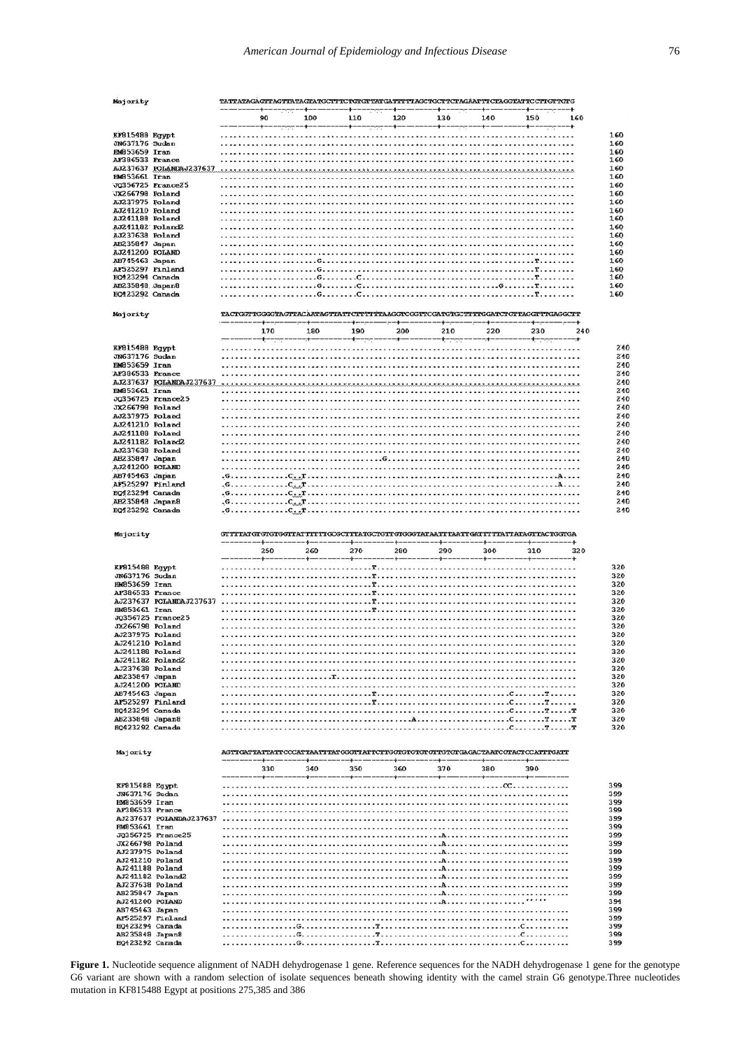Majority TATTATAGATTTAGTTATAGTATGCTTTCTGTGTTATGATTTTTAGCTGCTTCTAGAATTTCTAGGTATTCCTTGTTGTG

Figure 1. Nucleotide sequence alignment of NADH dehydrogenase 1 gene. Reference sequences for the NADH dehydrogenase 1 gene for the genotype G6 variant are shown with a random selection of isolate sequences beneath showing identity with the camel strain G6 genotype.Three nucleotides mutation in KF815488 Egypt at positions 275,385 and 386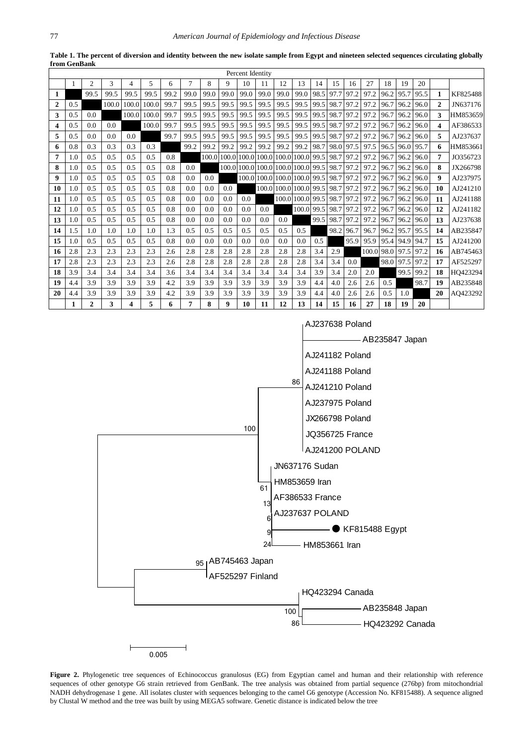**Table 1. The percent of diversion and identity between the new isolate sample from Egypt and nineteen selected sequences circulating globally from GenBank**

| | Percent Identity | | | | | | | | | | | | | | | | | | | | | |
|---|---|---|---|---|---|---|---|---|---|---|---|---|---|---|---|---|---|---|---|---|---|---|
| | 1 | 2 | 3 | 4 | 5 | 6 | 7 | 8 | 9 | 10 | 11 | 12 | 13 | 14 | 15 | 16 | 27 | 18 | 19 | 20 | | |
| **1** | | 99.5 | 99.5 | 99.5 | 99.5 | 99.2 | 99.0 | 99.0 | 99.0 | 99.0 | 99.0 | 99.0 | 99.0 | 98.5 | 97.7 | 97.2 | 97.2 | 96.2 | 95.7 | 95.5 | **1** | KF825488 |
| **2** | 0.5 | | 100.0 | 100.0 | 100.0 | 99.7 | 99.5 | 99.5 | 99.5 | 99.5 | 99.5 | 99.5 | 99.5 | 99.5 | 98.7 | 97.2 | 97.2 | 96.7 | 96.2 | 96.0 | **2** | JN637176 |
| **3** | 0.5 | 0.0 | | 100.0 | 100.0 | 99.7 | 99.5 | 99.5 | 99.5 | 99.5 | 99.5 | 99.5 | 99.5 | 99.5 | 98.7 | 97.2 | 97.2 | 96.7 | 96.2 | 96.0 | **3** | HM853659 |
| **4** | 0.5 | 0.0 | 0.0 | | 100.0 | 99.7 | 99.5 | 99.5 | 99.5 | 99.5 | 99.5 | 99.5 | 99.5 | 99.5 | 98.7 | 97.2 | 97.2 | 96.7 | 96.2 | 96.0 | **4** | AF386533 |
| **5** | 0.5 | 0.0 | 0.0 | 0.0 | | 99.7 | 99.5 | 99.5 | 99.5 | 99.5 | 99.5 | 99.5 | 99.5 | 99.5 | 98.7 | 97.2 | 97.2 | 96.7 | 96.2 | 96.0 | **5** | AJ237637 |
| **6** | 0.8 | 0.3 | 0.3 | 0.3 | 0.3 | | 99.2 | 99.2 | 99.2 | 99.2 | 99.2 | 99.2 | 99.2 | 98.7 | 98.0 | 97.5 | 97.5 | 96.5 | 96.0 | 95.7 | **6** | HM853661 |
| **7** | 1.0 | 0.5 | 0.5 | 0.5 | 0.5 | 0.8 | | 100.0 | 100.0 | 100.0 | 100.0 | 100.0 | 100.0 | 99.5 | 98.7 | 97.2 | 97.2 | 96.7 | 96.2 | 96.0 | **7** | JO356723 |
| **8** | 1.0 | 0.5 | 0.5 | 0.5 | 0.5 | 0.8 | 0.0 | | 100.0 | 100.0 | 100.0 | 100.0 | 100.0 | 99.5 | 98.7 | 97.2 | 97.2 | 96.7 | 96.2 | 96.0 | **8** | JX266798 |
| **9** | 1.0 | 0.5 | 0.5 | 0.5 | 0.5 | 0.8 | 0.0 | 0.0 | | 100.0 | 100.0 | 100.0 | 100.0 | 99.5 | 98.7 | 97.2 | 97.2 | 96.7 | 96.2 | 96.0 | **9** | AJ237975 |
| **10** | 1.0 | 0.5 | 0.5 | 0.5 | 0.5 | 0.8 | 0.0 | 0.0 | 0.0 | | 100.0 | 100.0 | 100.0 | 99.5 | 98.7 | 97.2 | 97.2 | 96.7 | 96.2 | 96.0 | **10** | AJ241210 |
| **11** | 1.0 | 0.5 | 0.5 | 0.5 | 0.5 | 0.8 | 0.0 | 0.0 | 0.0 | 0.0 | | 100.0 | 100.0 | 99.5 | 98.7 | 97.2 | 97.2 | 96.7 | 96.2 | 96.0 | **11** | AJ241188 |
| **12** | 1.0 | 0.5 | 0.5 | 0.5 | 0.5 | 0.8 | 0.0 | 0.0 | 0.0 | 0.0 | 0.0 | | 100.0 | 99.5 | 98.7 | 97.2 | 97.2 | 96.7 | 96.2 | 96.0 | **12** | AJ241182 |
| **13** | 1.0 | 0.5 | 0.5 | 0.5 | 0.5 | 0.8 | 0.0 | 0.0 | 0.0 | 0.0 | 0.0 | 0.0 | | 99.5 | 98.7 | 97.2 | 97.2 | 96.7 | 96.2 | 96.0 | **13** | AJ237638 |
| **14** | 1.5 | 1.0 | 1.0 | 1.0 | 1.0 | 1.3 | 0.5 | 0.5 | 0.5 | 0.5 | 0.5 | 0.5 | 0.5 | | 98.2 | 96.7 | 96.7 | 96.2 | 95.7 | 95.5 | **14** | AB235847 |
| **15** | 1.0 | 0.5 | 0.5 | 0.5 | 0.5 | 0.8 | 0.0 | 0.0 | 0.0 | 0.0 | 0.0 | 0.0 | 0.0 | 0.5 | | 95.9 | 95.9 | 95.4 | 94.9 | 94.7 | **15** | AJ241200 |
| **16** | 2.8 | 2.3 | 2.3 | 2.3 | 2.3 | 2.6 | 2.8 | 2.8 | 2.8 | 2.8 | 2.8 | 2.8 | 2.8 | 3.4 | 2.9 | | 100.0 | 98.0 | 97.5 | 97.2 | **16** | AB745463 |
| **17** | 2.8 | 2.3 | 2.3 | 2.3 | 2.3 | 2.6 | 2.8 | 2.8 | 2.8 | 2.8 | 2.8 | 2.8 | 2.8 | 3.4 | 3.4 | 0.0 | | 98.0 | 97.5 | 97.2 | **17** | AF525297 |
| **18** | 3.9 | 3.4 | 3.4 | 3.4 | 3.4 | 3.6 | 3.4 | 3.4 | 3.4 | 3.4 | 3.4 | 3.4 | 3.4 | 3.9 | 3.4 | 2.0 | 2.0 | | 99.5 | 99.2 | **18** | HQ423294 |
| **19** | 4.4 | 3.9 | 3.9 | 3.9 | 3.9 | 4.2 | 3.9 | 3.9 | 3.9 | 3.9 | 3.9 | 3.9 | 3.9 | 4.4 | 4.0 | 2.6 | 2.6 | 0.5 | | 98.7 | **19** | AB235848 |
| **20** | 4.4 | 3.9 | 3.9 | 3.9 | 3.9 | 4.2 | 3.9 | 3.9 | 3.9 | 3.9 | 3.9 | 3.9 | 3.9 | 4.4 | 4.0 | 2.6 | 2.6 | 0.5 | 1.0 | | **20** | AQ423292 |
| | **1** | **2** | **3** | **4** | **5** | **6** | **7** | **8** | **9** | **10** | **11** | **12** | **13** | **14** | **15** | **16** | **27** | **18** | **19** | **20** | | |

**Figure 2.** Phylogenetic tree sequences of Echinococcus granulosus (EG) from Egyptian camel and human and their relationship with reference sequences of other genotype G6 strain retrieved from GenBank. The tree analysis was obtained from partial sequence (276bp) from mitochondrial NADH dehydrogenase 1 gene. All isolates cluster with sequences belonging to the camel G6 genotype (Accession No. KF815488). A sequence aligned by Clustal W method and the tree was built by using MEGA5 software. Genetic distance is indicated below the tree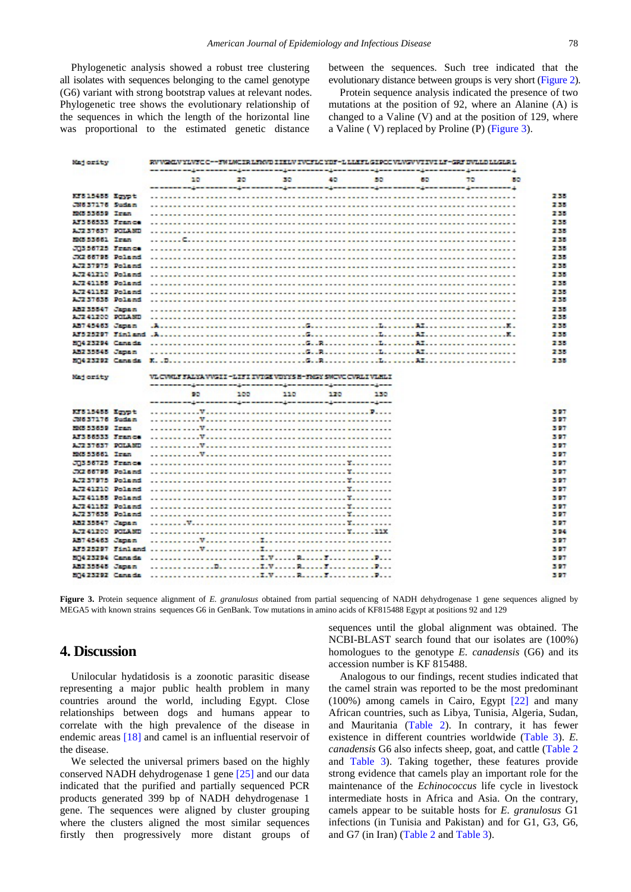Phylogenetic analysis showed a robust tree clustering all isolates with sequences belonging to the camel genotype (G6) variant with strong bootstrap values at relevant nodes. Phylogenetic tree shows the evolutionary relationship of the sequences in which the length of the horizontal line was proportional to the estimated genetic distance between the sequences. Such tree indicated that the evolutionary distance between groups is very short (Figure 2).

Protein sequence analysis indicated the presence of two mutations at the position of 92, where an Alanine (A) is changed to a Valine (V) and at the position of 129, where a Valine ( V) replaced by Proline (P) (Figure 3).

**Figure 3.** Protein sequence alignment of *E. granulosus* obtained from partial sequencing of NADH dehydrogenase 1 gene sequences aligned by MEGA5 with known strains sequences G6 in GenBank. Tow mutations in amino acids of KF815488 Egypt at positions 92 and 129

## 4. Discussion

Unilocular hydatidosis is a zoonotic parasitic disease representing a major public health problem in many countries around the world, including Egypt. Close relationships between dogs and humans appear to correlate with the high prevalence of the disease in endemic areas [18] and camel is an influential reservoir of the disease.

We selected the universal primers based on the highly conserved NADH dehydrogenase 1 gene [25] and our data indicated that the purified and partially sequenced PCR products generated 399 bp of NADH dehydrogenase 1 gene. The sequences were aligned by cluster grouping where the clusters aligned the most similar sequences firstly then progressively more distant groups of sequences until the global alignment was obtained. The NCBI-BLAST search found that our isolates are (100%) homologues to the *E. canadensis* (G6) and its accession number is KF 815488.

Analogous to our findings, recent studies indicated that the camel strain was reported to be the most predominant (100%) among camels in Cairo, Egypt [22] and many African countries, such as Libya, Tunisia, Algeria, Sudan, and Mauritania (Table 2). In contrary, it has fewer existence in different countries worldwide (Table 3). *E. canadensis* G6 also infects sheep, goat, and cattle (Table 2 and Table 3). Taking together, these features provide strong evidence that camels play an important role for the maintenance of the *Echinococcus* life cycle in livestock intermediate hosts in Africa and Asia. On the contrary, camels appear to be suitable hosts for *E. granulosus* G1 infections (in Tunisia and Pakistan) and for G1, G3, G6, and G7 (in Iran) (Table 2 and Table 3).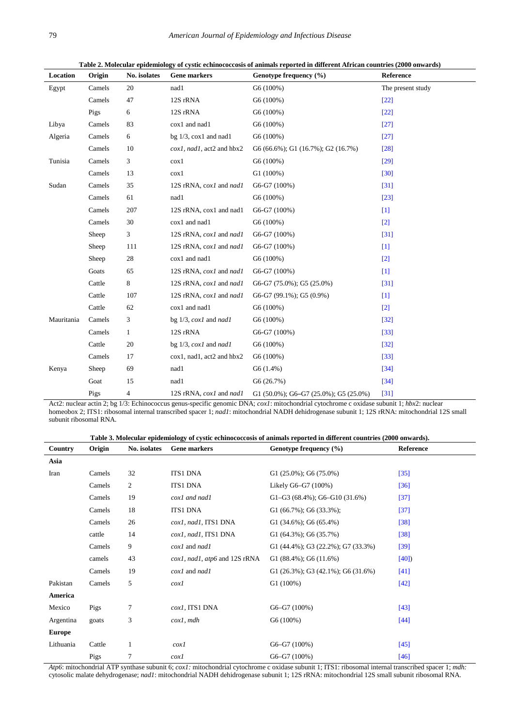**Table 2. Molecular epidemiology of cystic echinococcosis of animals reported in different African countries (2000 onwards)**

| Location | Origin | No. isolates | Gene markers | Genotype frequency (%) | Reference |
|---|---|---|---|---|---|
| Egypt | Camels | 20 | nad1 | G6 (100%) | The present study |
| | Camels | 47 | 12S rRNA | G6 (100%) | [22] |
| | Pigs | 6 | 12S rRNA | G6 (100%) | [22] |
| Libya | Camels | 83 | cox1 and nad1 | G6 (100%) | [27] |
| Algeria | Camels | 6 | bg 1/3, cox1 and nad1 | G6 (100%) | [27] |
| | Camels | 10 | *cox1*, *nad1*, act2 and hbx2 | G6 (66.6%); G1 (16.7%); G2 (16.7%) | [28] |
| Tunisia | Camels | 3 | cox1 | G6 (100%) | [29] |
| | Camels | 13 | cox1 | G1 (100%) | [30] |
| Sudan | Camels | 35 | 12S rRNA, *cox1* and *nad1* | G6-G7 (100%) | [31] |
| | Camels | 61 | nad1 | G6 (100%) | [23] |
| | Camels | 207 | 12S rRNA, cox1 and nad1 | G6-G7 (100%) | [1] |
| | Camels | 30 | cox1 and nad1 | G6 (100%) | [2] |
| | Sheep | 3 | 12S rRNA, *cox1* and *nad1* | G6-G7 (100%) | [31] |
| | Sheep | 111 | 12S rRNA, *cox1* and *nad1* | G6-G7 (100%) | [1] |
| | Sheep | 28 | cox1 and nad1 | G6 (100%) | [2] |
| | Goats | 65 | 12S rRNA, *cox1* and *nad1* | G6-G7 (100%) | [1] |
| | Cattle | 8 | 12S rRNA, *cox1* and *nad1* | G6-G7 (75.0%); G5 (25.0%) | [31] |
| | Cattle | 107 | 12S rRNA, *cox1* and *nad1* | G6-G7 (99.1%); G5 (0.9%) | [1] |
| | Cattle | 62 | cox1 and nad1 | G6 (100%) | [2] |
| Mauritania | Camels | 3 | bg 1/3, *cox1* and *nad1* | G6 (100%) | [32] |
| | Camels | 1 | 12S rRNA | G6-G7 (100%) | [33] |
| | Cattle | 20 | bg 1/3, *cox1* and *nad1* | G6 (100%) | [32] |
| | Camels | 17 | cox1, nad1, act2 and hbx2 | G6 (100%) | [33] |
| Kenya | Sheep | 69 | nad1 | G6 (1.4%) | [34] |
| | Goat | 15 | nad1 | G6 (26.7%) | [34] |
| | Pigs | 4 | 12S rRNA, *cox1* and *nad1* | G1 (50.0%); G6–G7 (25.0%); G5 (25.0%) | [31] |

Act2: nuclear actin 2; bg 1/3: Echinococcus genus-specific genomic DNA; *cox1*: mitochondrial cytochrome c oxidase subunit 1; *hbx*2: nuclear homeobox 2; ITS1: ribosomal internal transcribed spacer 1; *nad1*: mitochondrial NADH dehidrogenase subunit 1; 12S rRNA: mitochondrial 12S small subunit ribosomal RNA.

**Table 3. Molecular epidemiology of cystic echinococcosis of animals reported in different countries (2000 onwards).**

| Country | Origin | No. isolates | Gene markers | Genotype frequency (%) | Reference |
|---|---|---|---|---|---|
| **Asia** | | | | | |
| Iran | Camels | 32 | ITS1 DNA | G1 (25.0%); G6 (75.0%) | [35] |
| | Camels | 2 | ITS1 DNA | Likely G6–G7 (100%) | [36] |
| | Camels | 19 | *cox1 and nad1* | G1–G3 (68.4%); G6–G10 (31.6%) | [37] |
| | Camels | 18 | ITS1 DNA | G1 (66.7%); G6 (33.3%); | [37] |
| | Camels | 26 | *cox1*, *nad1*, ITS1 DNA | G1 (34.6%); G6 (65.4%) | [38] |
| | cattle | 14 | *cox1*, *nad1*, ITS1 DNA | G1 (64.3%); G6 (35.7%) | [38] |
| | Camels | 9 | *cox1* and *nad1* | G1 (44.4%); G3 (22.2%); G7 (33.3%) | [39] |
| | camels | 43 | *cox1*, *nad1*, *atp6* and 12S rRNA | G1 (88.4%); G6 (11.6%) | [40]) |
| | Camels | 19 | *cox1* and *nad1* | G1 (26.3%); G3 (42.1%); G6 (31.6%) | [41] |
| Pakistan | Camels | 5 | *cox1* | G1 (100%) | [42] |
| **America** | | | | | |
| Mexico | Pigs | 7 | *cox1*, ITS1 DNA | G6–G7 (100%) | [43] |
| Argentina | goats | 3 | *cox1*, *mdh* | G6 (100%) | [44] |
| **Europe** | | | | | |
| Lithuania | Cattle | 1 | *cox1* | G6–G7 (100%) | [45] |
| | Pigs | 7 | *cox1* | G6–G7 (100%) | [46] |

*Atp6*: mitochondrial ATP synthase subunit 6; *cox1:* mitochondrial cytochrome c oxidase subunit 1; ITS1: ribosomal internal transcribed spacer 1; *mdh:* cytosolic malate dehydrogenase; *nad1*: mitochondrial NADH dehidrogenase subunit 1; 12S rRNA: mitochondrial 12S small subunit ribosomal RNA.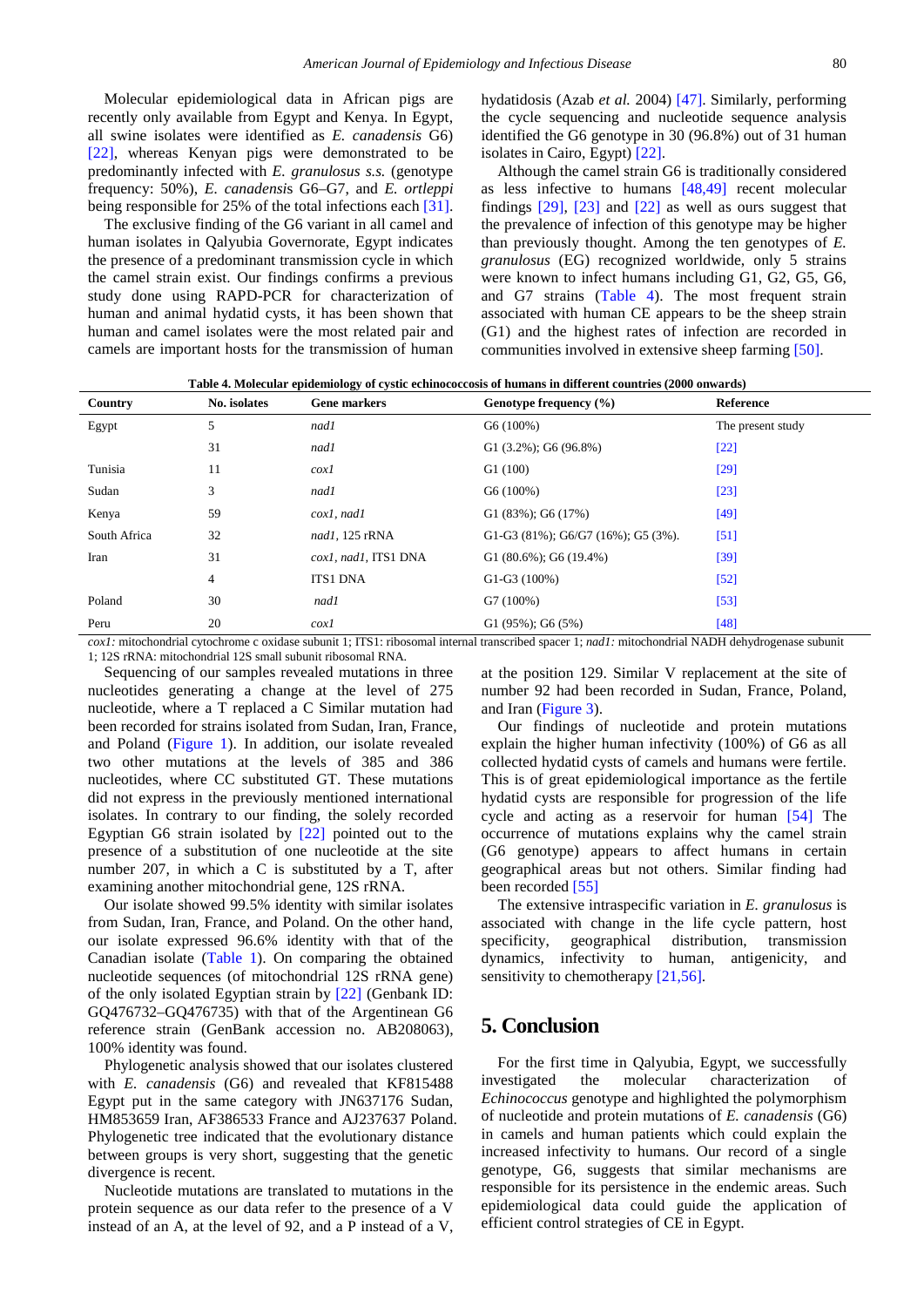Molecular epidemiological data in African pigs are recently only available from Egypt and Kenya. In Egypt, all swine isolates were identified as *E. canadensis* G6) [22], whereas Kenyan pigs were demonstrated to be predominantly infected with *E. granulosus s.s.* (genotype frequency: 50%), *E. canadensis* G6–G7, and *E. ortleppi* being responsible for 25% of the total infections each [31].

The exclusive finding of the G6 variant in all camel and human isolates in Qalyubia Governorate, Egypt indicates the presence of a predominant transmission cycle in which the camel strain exist. Our findings confirms a previous study done using RAPD-PCR for characterization of human and animal hydatid cysts, it has been shown that human and camel isolates were the most related pair and camels are important hosts for the transmission of human hydatidosis (Azab *et al.* 2004) [47]. Similarly, performing the cycle sequencing and nucleotide sequence analysis identified the G6 genotype in 30 (96.8%) out of 31 human isolates in Cairo, Egypt) [22].

Although the camel strain G6 is traditionally considered as less infective to humans [48,49] recent molecular findings [29], [23] and [22] as well as ours suggest that the prevalence of infection of this genotype may be higher than previously thought. Among the ten genotypes of *E. granulosus* (EG) recognized worldwide, only 5 strains were known to infect humans including G1, G2, G5, G6, and G7 strains (Table 4). The most frequent strain associated with human CE appears to be the sheep strain (G1) and the highest rates of infection are recorded in communities involved in extensive sheep farming [50].

**Table 4. Molecular epidemiology of cystic echinococcosis of humans in different countries (2000 onwards)**

| Country | No. isolates | Gene markers | Genotype frequency (%) | Reference |
|---|---|---|---|---|
| Egypt | 5 | *nad1* | G6 (100%) | The present study |
| | 31 | *nad1* | G1 (3.2%); G6 (96.8%) | [22] |
| Tunisia | 11 | *cox1* | G1 (100) | [29] |
| Sudan | 3 | *nad1* | G6 (100%) | [23] |
| Kenya | 59 | *cox1, nad1* | G1 (83%); G6 (17%) | [49] |
| South Africa | 32 | *nad1*, 125 rRNA | G1-G3 (81%); G6/G7 (16%); G5 (3%). | [51] |
| Iran | 31 | *cox1, nad1*, ITS1 DNA | G1 (80.6%); G6 (19.4%) | [39] |
| | 4 | ITS1 DNA | G1-G3 (100%) | [52] |
| Poland | 30 | *nad1* | G7 (100%) | [53] |
| Peru | 20 | *cox1* | G1 (95%); G6 (5%) | [48] |

*cox1:* mitochondrial cytochrome c oxidase subunit 1; ITS1: ribosomal internal transcribed spacer 1; *nad1:* mitochondrial NADH dehydrogenase subunit 1; 12S rRNA: mitochondrial 12S small subunit ribosomal RNA.

Sequencing of our samples revealed mutations in three nucleotides generating a change at the level of 275 nucleotide, where a T replaced a C Similar mutation had been recorded for strains isolated from Sudan, Iran, France, and Poland (Figure 1). In addition, our isolate revealed two other mutations at the levels of 385 and 386 nucleotides, where CC substituted GT. These mutations did not express in the previously mentioned international isolates. In contrary to our finding, the solely recorded Egyptian G6 strain isolated by [22] pointed out to the presence of a substitution of one nucleotide at the site number 207, in which a C is substituted by a T, after examining another mitochondrial gene, 12S rRNA.

Our isolate showed 99.5% identity with similar isolates from Sudan, Iran, France, and Poland. On the other hand, our isolate expressed 96.6% identity with that of the Canadian isolate (Table 1). On comparing the obtained nucleotide sequences (of mitochondrial 12S rRNA gene) of the only isolated Egyptian strain by [22] (Genbank ID: GQ476732–GQ476735) with that of the Argentinean G6 reference strain (GenBank accession no. AB208063), 100% identity was found.

Phylogenetic analysis showed that our isolates clustered with *E. canadensis* (G6) and revealed that KF815488 Egypt put in the same category with JN637176 Sudan, HM853659 Iran, AF386533 France and AJ237637 Poland. Phylogenetic tree indicated that the evolutionary distance between groups is very short, suggesting that the genetic divergence is recent.

Nucleotide mutations are translated to mutations in the protein sequence as our data refer to the presence of a V instead of an A, at the level of 92, and a P instead of a V, at the position 129. Similar V replacement at the site of number 92 had been recorded in Sudan, France, Poland, and Iran (Figure 3).

Our findings of nucleotide and protein mutations explain the higher human infectivity (100%) of G6 as all collected hydatid cysts of camels and humans were fertile. This is of great epidemiological importance as the fertile hydatid cysts are responsible for progression of the life cycle and acting as a reservoir for human [54] The occurrence of mutations explains why the camel strain (G6 genotype) appears to affect humans in certain geographical areas but not others. Similar finding had been recorded [55]

The extensive intraspecific variation in *E. granulosus* is associated with change in the life cycle pattern, host specificity, geographical distribution, transmission dynamics, infectivity to human, antigenicity, and sensitivity to chemotherapy [21,56].

## 5. Conclusion

For the first time in Qalyubia, Egypt, we successfully investigated the molecular characterization of *Echinococcus* genotype and highlighted the polymorphism of nucleotide and protein mutations of *E. canadensis* (G6) in camels and human patients which could explain the increased infectivity to humans. Our record of a single genotype, G6, suggests that similar mechanisms are responsible for its persistence in the endemic areas. Such epidemiological data could guide the application of efficient control strategies of CE in Egypt.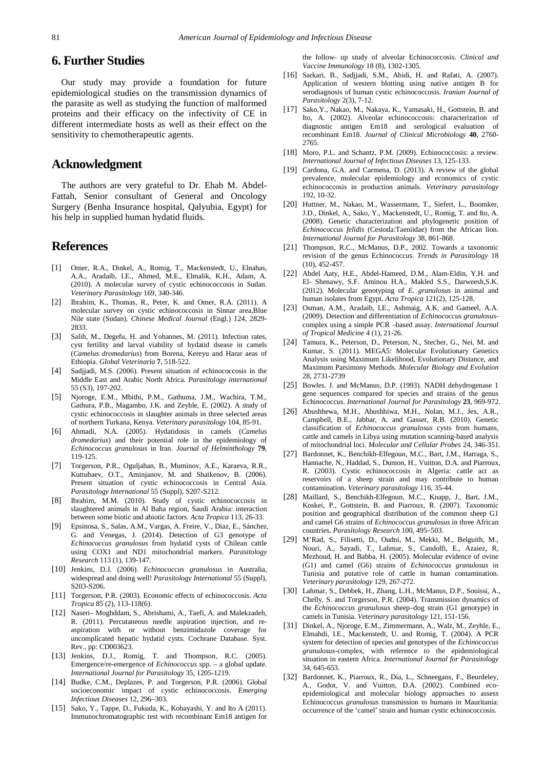## 6. Further Studies

Our study may provide a foundation for future epidemiological studies on the transmission dynamics of the parasite as well as studying the function of malformed proteins and their efficacy on the infectivity of CE in different intermediate hosts as well as their effect on the sensitivity to chemotherapeutic agents.

## Acknowledgment

The authors are very grateful to Dr. Ehab M. Abdel-Fattah, Senior consultant of General and Oncology Surgery (Benha Insurance hospital, Qalyubia, Egypt) for his help in supplied human hydatid fluids.

## References

[1] Omer, R.A., Dinkel, A., Romig, T., Mackenstedt, U., Elnahas, A.A., Aradaib, I.E., Ahmed, M.E., Elmalik, K.H., Adam, A. (2010). A molecular survey of cystic echinococcosis in Sudan. *Veterinary Parasitology* 169, 340-346.

[2] Ibrahim, K., Thomas, R., Peter, K. and Omer, R.A. (2011). A molecular survey on cystic echinococcosis in Sinnar area,Blue Nile state (Sudan). *Chinese Medical Journal* (Engl.) 124, 2829-2833.

[3] Salih, M., Degefu, H. and Yohannes, M. (2011). Infection rates, cyst fertility and larval viability of hydatid dsease in camels (*Camelus dromedarius*) from Borena, Kereyu and Harar aeas of Ethiopia. *Global Veterinaria* **7**, 518-522.

[4] Sadjjadi, M.S. (2006). Present situation of echinococcosis in the Middle East and Arabic North Africa. *Parasitology international* 55 (S3), 197-202.

[5] Njoroge, E.M., Mbithi, P.M., Gathuma, J.M., Wachira, T.M., Gathura, P.B., Magambo, J.K. and Zeyhle, E. (2002). A study of cystic echinococcosis in slaughter animals in three selected areas of northern Turkana, Kenya. *Veterinary parasitology* 104, 85-91.

[6] Ahmadi, N.A. (2005). Hydatidosis in camels (*Camelus dromedarius*) and their potential role in the epidemiology of *Echinococcus granulosus* in Iran. *Journal of Helminthology* **79**, 119-125.

[7] Torgerson, P.R., Oguljahan, B., Muminov, A.E., Karaeva, R.R., Kuttubaev, O.T., Aminjanov, M. and Shaikenov, B. (2006). Present situation of cystic echinococcosis in Central Asia. *Parasitology International* 55 (Suppl), S207-S212.

[8] Ibrahim, M.M. (2010). Study of cystic echinococcosis in slaughtered animals in Al Baha region, Saudi Arabia: interaction between some biotic and abiotic factors. *Acta Tropica* 113, 26-33.

[9] Epsinosa, S., Salas, A.M., Vargas, A. Freire, V., Diaz, E., Sánchez, G. and Venegas, J. (2014). Detection of G3 genotype of *Echinococcus granulosus* from hydatid cysts of Chilean cattle using COX1 and ND1 mitochondrial markers. *Parasitology Research* 113 (1), 139-147.

[10] Jenkins, D.J. (2006). *Echinococcus granulosus* in Australia, widespread and doing well! *Parasitology International* 55 (Suppl), S203-S206.

[11] Torgerson, P.R. (2003). Economic effects of echinococcosis. *Acta Tropica* 85 (2), 113-118(6).

[12] Naseri– Moghddam, S., Abrishami, A., Taefi, A. and Malekzadeh, R. (2011). Percutaneous needle aspiration injection, and re-aspiration with or without benzimidazole coverage for uncomplicated hepatic hydatid cysts. Cochrane Database. Syst. Rev., pp: CD003623.

[13] Jenkins, D.J., Romig, T. and Thompson, R.C. (2005). Emergence/re-emergence of *Echinococcus* spp. – a global update. *International Journal for Parasitology* 35, 1205-1219.

[14] Budke, C.M., Deplazes, P. and Torgerson, P.R. (2006). Global socioeconomic impact of cystic echinococcosis. *Emerging Infectious Diseases* 12, 296–303.

[15] Sako, Y., Tappe, D., Fukuda, K., Kobayashi, Y. and Ito A (2011). Immunochromatographic test with recombinant Em18 antigen for the follow- up study of alveolar Echinococcosis. *Clinical and Vaccine Immunology* 18 (8), 1302-1305.

[16] Sarkari, B., Sadjjadi, S.M., Abidi, H. and Rafati, A. (2007). Application of western blotting using native antigen B for serodiagnosis of human cystic echinococcosis. *Iranian Journal of Parasitology* 2(3), 7-12.

[17] Sako,Y., Nakao, M., Nakaya, K., Yamasaki, H., Gottstein, B. and Ito, A. (2002). Alveolar echinococcosis: characterization of diagnostic antigen Em18 and serological evaluation of recombinant Em18. *Journal of Clinical Microbiology* **40**, 2760-2765.

[18] Moro, P.L. and Schantz, P.M. (2009). Echinococcosis: a review. *International Journal of Infectious Diseases* 13, 125-133.

[19] Cardona, G.A. and Carmena, D. (2013). A review of the global prevalence, molecular epidemiology and economics of cystic echinococcosis in production animals. *Veterinary parasitology* 192, 10-32.

[20] Huttner, M., Nakao, M., Wassermann, T., Siefert, L., Boomker, J.D., Dinkel, A., Sako, Y., Mackenstedt, U., Romig, T. and Ito, A. (2008). Genetic characterization and phylogenetic position of *Echinococcus felidis* (Cestoda:Taeniidae) from the African lion. *International Journal for Parasitology* 38, 861-868.

[21] Thompson, R.C., McManus, D.P., 2002. Towards a taxonomic revision of the genus Echinococcus. *Trends in Parasitology* 18 (10), 452-457.

[22] Abdel Aaty, H.E., Abdel-Hameed, D.M., Alam-Eldin, Y.H. and El- Shenawy, S.F. Aminou H.A., Makled S.S., Darweesh,S.K. (2012). Molecular genotyping of *E. granulosus* in animal and human isolates from Egypt. *Acta Tropica* 121(2), 125-128.

[23] Osman, A.M., Aradaib, I.E., Ashmaig, A.K. and Gameel, A.A. (2009). Detection and differentiation of *Echinococcus granulosus*-complex using a simple PCR –based assay. *International Journal of Tropical Medicine* 4 (1), 21-26.

[24] Tamura, K., Peterson, D., Peterson, N., Stecher, G., Nei, M. and Kumar, S. (2011). MEGA5: Molecular Evolutionary Genetics Analysis using Maximum Likelihood, Evolutionary Distance, and Maximum Parsimony Methods. *Molecular Biology and Evolution* 28, 2731-2739

[25] Bowles. J. and McManus, D.P. (1993). NADH dehydrogenase 1 gene sequences compared for species and strains of the genus Echinococcus. *International Journal for Parasitology* **23**, 969-972.

[26] Abushhewa, M.H., Abushhiwa, M.H., Nolan, M.J., Jex, A.R., Campbell, B.E., Jabbar, A. and Gasser, R.B. (2010). Genetic classification of *Echinococcus granulosus* cysts from humans, cattle and camels in Libya using mutation scanning-based analysis of mitochondrial loci. *Molecular and Cellular Probes* 24, 346-351.

[27] Bardonnet, K., Benchikh-Elfegoun, M.C., Bart, J.M., Harraga, S., Hannache, N., Haddad, S., Dumon, H., Vuitton, D.A. and Piarroux, R. (2003). Cystic echinococcosis in Algeria: cattle act as reservoirs of a sheep strain and may contribute to human contamination. *Veterinary parasitology* 116, 35-44.

[28] Maillard, S., Benchikh-Elfegoun, M.C., Knapp, J., Bart, J.M., Koskei, P., Gottstein, B. and Piarroux, R. (2007). Taxonomic position and geographical distribution of the common sheep G1 and camel G6 strains of *Echinococcus granulosus* in three African countries. *Parasitology Research* 100, 495–503.

[29] M'Rad, S., Filisetti, D., Oudni, M., Mekki, M., Belguith, M., Nouri, A., Sayadi, T., Lahmar, S., Candolfi, E., Azaiez, R, Mezhoud, H. and Babba, H. (2005). Molecular evidence of ovine (G1) and camel (G6) strains of *Echinococcus granulosus* in Tunisia and putative role of cattle in human contamination. *Veterinary parasitology* 129, 267-272.

[30] Lahmar, S., Debbek, H., Zhang, L.H., McManus, D.P., Souissi, A., Chelly, S. and Torgerson, P.R. (2004). Transmission dynamics of the *Echinococcus granulosus* sheep–dog strain (G1 genotype) in camels in Tunisia. *Veterinary parasitology* 121, 151-156.

[31] Dinkel, A., Njoroge, E.M., Zimmermann, A., Walz, M., Zeyhle, E., Elmahdi, I.E., Mackenstedt, U. and Romig, T. (2004). A PCR system for detection of species and genotypes of the *Echinococcus granulosus*-complex, with reference to the epidemiological situation in eastern Africa. *International Journal for Parasitology* 34, 645-653.

[32] Bardonnet, K., Piarroux, R., Dia, L., Schneegans, F., Beurdeley, A., Godot, V. and Vuitton, D.A. (2002). Combined eco-epidemiological and molecular biology approaches to assess Echinococcus *granulosus* transmission to humans in Mauritania: occurrence of the 'camel' strain and human cystic echinococcosis.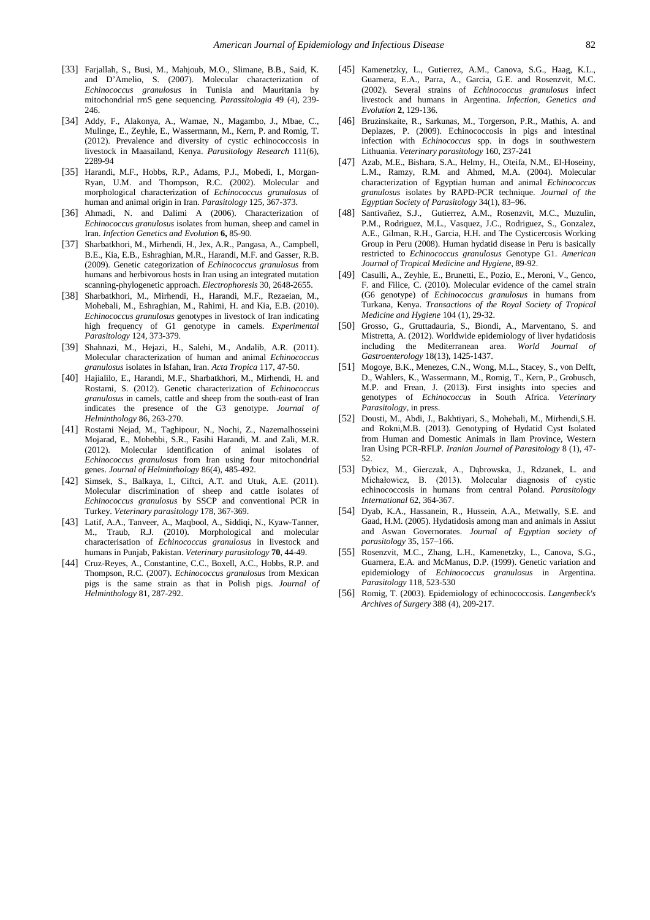[33] Farjallah, S., Busi, M., Mahjoub, M.O., Slimane, B.B., Said, K. and D'Amelio, S. (2007). Molecular characterization of *Echinococcus granulosus* in Tunisia and Mauritania by mitochondrial rrnS gene sequencing. *Parassitologia* 49 (4), 239-246.

[34] Addy, F., Alakonya, A., Wamae, N., Magambo, J., Mbae, C., Mulinge, E., Zeyhle, E., Wassermann, M., Kern, P. and Romig, T. (2012). Prevalence and diversity of cystic echinococcosis in livestock in Maasailand, Kenya. *Parasitology Research* 111(6), 2289-94

[35] Harandi, M.F., Hobbs, R.P., Adams, P.J., Mobedi, I., Morgan-Ryan, U.M. and Thompson, R.C. (2002). Molecular and morphological characterization of *Echinococcus granulosus* of human and animal origin in Iran. *Parasitology* 125, 367-373.

[36] Ahmadi, N. and Dalimi A (2006). Characterization of *Echinococcus granulosus* isolates from human, sheep and camel in Iran. *Infection Genetics and Evolution* **6,** 85-90.

[37] Sharbatkhori, M., Mirhendi, H., Jex, A.R., Pangasa, A., Campbell, B.E., Kia, E.B., Eshraghian, M.R., Harandi, M.F. and Gasser, R.B. (2009). Genetic categorization of *Echinococcus granulosus* from humans and herbivorous hosts in Iran using an integrated mutation scanning-phylogenetic approach. *Electrophoresis* 30, 2648-2655.

[38] Sharbatkhori, M., Mirhendi, H., Harandi, M.F., Rezaeian, M., Mohebali, M., Eshraghian, M., Rahimi, H. and Kia, E.B. (2010). *Echinococcus granulosus* genotypes in livestock of Iran indicating high frequency of G1 genotype in camels. *Experimental Parasitology* 124, 373-379.

[39] Shahnazi, M., Hejazi, H., Salehi, M., Andalib, A.R. (2011). Molecular characterization of human and animal *Echinococcus granulosus* isolates in Isfahan, Iran. *Acta Tropica* 117, 47-50.

[40] Hajialilo, E., Harandi, M.F., Sharbatkhori, M., Mirhendi, H. and Rostami, S. (2012). Genetic characterization of *Echinococcus granulosus* in camels, cattle and sheep from the south-east of Iran indicates the presence of the G3 genotype. *Journal of Helminthology* 86, 263-270.

[41] Rostami Nejad, M., Taghipour, N., Nochi, Z., Nazemalhosseini Mojarad, E., Mohebbi, S.R., Fasihi Harandi, M. and Zali, M.R. (2012). Molecular identification of animal isolates of *Echinococcus granulosus* from Iran using four mitochondrial genes. *Journal of Helminthology* 86(4), 485-492.

[42] Simsek, S., Balkaya, I., Ciftci, A.T. and Utuk, A.E. (2011). Molecular discrimination of sheep and cattle isolates of *Echinococcus granulosus* by SSCP and conventional PCR in Turkey. *Veterinary parasitology* 178, 367-369.

[43] Latif, A.A., Tanveer, A., Maqbool, A., Siddiqi, N., Kyaw-Tanner, M., Traub, R.J. (2010). Morphological and molecular characterisation of *Echinococcus granulosus* in livestock and humans in Punjab, Pakistan. *Veterinary parasitology* **70**, 44-49.

[44] Cruz-Reyes, A., Constantine, C.C., Boxell, A.C., Hobbs, R.P. and Thompson, R.C. (2007). *Echinococcus granulosus* from Mexican pigs is the same strain as that in Polish pigs. *Journal of Helminthology* 81, 287-292.

[45] Kamenetzky, L., Gutierrez, A.M., Canova, S.G., Haag, K.L., Guarnera, E.A., Parra, A., Garcia, G.E. and Rosenzvit, M.C. (2002). Several strains of *Echinococcus granulosus* infect livestock and humans in Argentina. *Infection, Genetics and Evolution* **2**, 129-136.

[46] Bruzinskaite, R., Sarkunas, M., Torgerson, P.R., Mathis, A. and Deplazes, P. (2009). Echinococcosis in pigs and intestinal infection with *Echinococcus* spp. in dogs in southwestern Lithuania. *Veterinary parasitology* 160, 237-241

[47] Azab, M.E., Bishara, S.A., Helmy, H., Oteifa, N.M., El-Hoseiny, L.M., Ramzy, R.M. and Ahmed, M.A. (2004). Molecular characterization of Egyptian human and animal *Echinococcus granulosus* isolates by RAPD-PCR technique. *Journal of the Egyptian Society of Parasitology* 34(1), 83–96.

[48] Santivañez, S.J., Gutierrez, A.M., Rosenzvit, M.C., Muzulin, P.M., Rodriguez, M.L., Vasquez, J.C., Rodriguez, S., Gonzalez, A.E., Gilman, R.H., Garcia, H.H. and The Cysticercosis Working Group in Peru (2008). Human hydatid disease in Peru is basically restricted to *Echinococcus granulosus* Genotype G1. *American Journal of Tropical Medicine and Hygiene*, 89-92.

[49] Casulli, A., Zeyhle, E., Brunetti, E., Pozio, E., Meroni, V., Genco, F. and Filice, C. (2010). Molecular evidence of the camel strain (G6 genotype) of *Echinococcus granulosus* in humans from Turkana, Kenya. *Transactions of the Royal Society of Tropical Medicine and Hygiene* 104 (1), 29-32.

[50] Grosso, G., Gruttadauria, S., Biondi, A., Marventano, S. and Mistretta, A. (2012). Worldwide epidemiology of liver hydatidosis including the Mediterranean area. *World Journal of Gastroenterology* 18(13), 1425-1437.

[51] Mogoye, B.K., Menezes, C.N., Wong, M.L., Stacey, S., von Delft, D., Wahlers, K., Wassermann, M., Romig, T., Kern, P., Grobusch, M.P. and Frean, J. (2013). First insights into species and genotypes of *Echinococcus* in South Africa. *Veterinary Parasitology*, in press.

[52] Dousti, M., Abdi, J., Bakhtiyari, S., Mohebali, M., Mirhendi,S.H. and Rokni,M.B. (2013). Genotyping of Hydatid Cyst Isolated from Human and Domestic Animals in Ilam Province, Western Iran Using PCR-RFLP. *Iranian Journal of Parasitology* 8 (1), 47-52.

[53] Dybicz, M., Gierczak, A., Dąbrowska, J., Rdzanek, L. and Michałowicz, B. (2013). Molecular diagnosis of cystic echinococcosis in humans from central Poland. *Parasitology International* 62, 364-367.

[54] Dyab, K.A., Hassanein, R., Hussein, A.A., Metwally, S.E. and Gaad, H.M. (2005). Hydatidosis among man and animals in Assiut and Aswan Governorates. *Journal of Egyptian society of parasitology* 35, 157–166.

[55] Rosenzvit, M.C., Zhang, L.H., Kamenetzky, L., Canova, S.G., Guarnera, E.A. and McManus, D.P. (1999). Genetic variation and epidemiology of *Echinococcus granulosus* in Argentina. *Parasitology* 118, 523-530

[56] Romig, T. (2003). Epidemiology of echinococcosis. *Langenbeck's Archives of Surgery* 388 (4), 209-217.